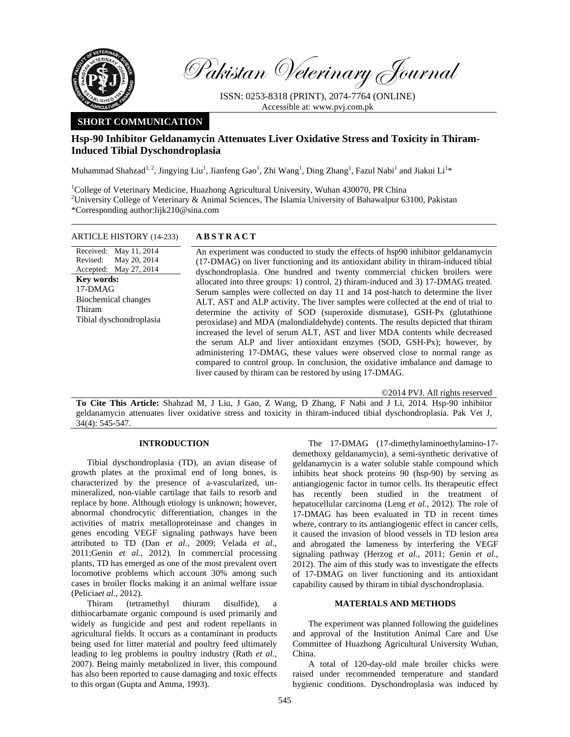Pakistan Veterinary Journal

ISSN: 0253-8318 (PRINT), 2074-7764 (ONLINE)
Accessible at: www.pvj.com.pk

**SHORT COMMUNICATION**

# Hsp-90 Inhibitor Geldanamycin Attenuates Liver Oxidative Stress and Toxicity in Thiram-Induced Tibial Dyschondroplasia

Muhammad Shahzad[1, 2], Jingying Liu[1], Jianfeng Gao[1], Zhi Wang[1], Ding Zhang[1], Fazul Nabi[1] and Jiakui Li[1]*

[1]College of Veterinary Medicine, Huazhong Agricultural University, Wuhan 430070, PR China
[2]University College of Veterinary & Animal Sciences, The Islamia University of Bahawalpur 63100, Pakistan
*Corresponding author:lijk210@sina.com

**ARTICLE HISTORY** (14-233)

Received: May 11, 2014
Revised: May 20, 2014
Accepted: May 27, 2014

**Key words:**
17-DMAG
Biochemical changes
Thiram
Tibial dyschondroplasia

## ABSTRACT

An experiment was conducted to study the effects of hsp90 inhibitor geldanamycin (17-DMAG) on liver functioning and its antioxidant ability in thiram-induced tibial dyschondroplasia. One hundred and twenty commercial chicken broilers were allocated into three groups: 1) control, 2) thiram-induced and 3) 17-DMAG treated. Serum samples were collected on day 11 and 14 post-hatch to determine the liver ALT, AST and ALP activity. The liver samples were collected at the end of trial to determine the activity of SOD (superoxide dismutase), GSH-Px (glutathione peroxidase) and MDA (malondialdehyde) contents. The results depicted that thiram increased the level of serum ALT, AST and liver MDA contents while decreased the serum ALP and liver antioxidant enzymes (SOD, GSH-Px); however, by administering 17-DMAG, these values were observed close to normal range as compared to control group. In conclusion, the oxidative imbalance and damage to liver caused by thiram can be restored by using 17-DMAG.

©2014 PVJ. All rights reserved

**To Cite This Article:** Shahzad M, J Liu, J Gao, Z Wang, D Zhang, F Nabi and J Li, 2014. Hsp-90 inhibitor geldanamycin attenuates liver oxidative stress and toxicity in thiram-induced tibial dyschondroplasia. Pak Vet J, 34(4): 545-547.

## INTRODUCTION

Tibial dyschondroplasia (TD), an avian disease of growth plates at the proximal end of long bones, is characterized by the presence of a-vascularized, un-mineralized, non-viable cartilage that fails to resorb and replace by bone. Although etiology is unknown; however, abnormal chondrocytic differentiation, changes in the activities of matrix metalloproteinase and changes in genes encoding VEGF signaling pathways have been attributed to TD (Dan *et al.,* 2009; Velada *et al.,* 2011;Genin *et al.,* 2012). In commercial processing plants, TD has emerged as one of the most prevalent overt locomotive problems which account 30% among such cases in broiler flocks making it an animal welfare issue (Pelicia*et al.,* 2012).

Thiram (tetramethyl thiuram disulfide), a dithiocarbamate organic compound is used primarily and widely as fungicide and pest and rodent repellants in agricultural fields. It occurs as a contaminant in products being used for litter material and poultry feed ultimately leading to leg problems in poultry industry (Rath *et al.,* 2007). Being mainly metabolized in liver, this compound has also been reported to cause damaging and toxic effects to this organ (Gupta and Amma, 1993).

The 17-DMAG (17-dimethylaminoethylamino-17-demethoxy geldanamycin), a semi-synthetic derivative of geldanamycin is a water soluble stable compound which inhibits heat shock proteins 90 (hsp-90) by serving as antiangiogenic factor in tumor cells. Its therapeutic effect has recently been studied in the treatment of hepatocellular carcinoma (Leng *et al.,* 2012). The role of 17-DMAG has been evaluated in TD in recent times where, contrary to its antiangiogenic effect in cancer cells, it caused the invasion of blood vessels in TD lesion area and abrogated the lameness by interfering the VEGF signaling pathway (Herzog *et al.,* 2011; Genin *et al.,* 2012). The aim of this study was to investigate the effects of 17-DMAG on liver functioning and its antioxidant capability caused by thiram in tibial dyschondroplasia.

## MATERIALS AND METHODS

The experiment was planned following the guidelines and approval of the Institution Animal Care and Use Committee of Huazhong Agricultural University Wuhan, China.

A total of 120-day-old male broiler chicks were raised under recommended temperature and standard hygienic conditions. Dyschondroplasia was induced by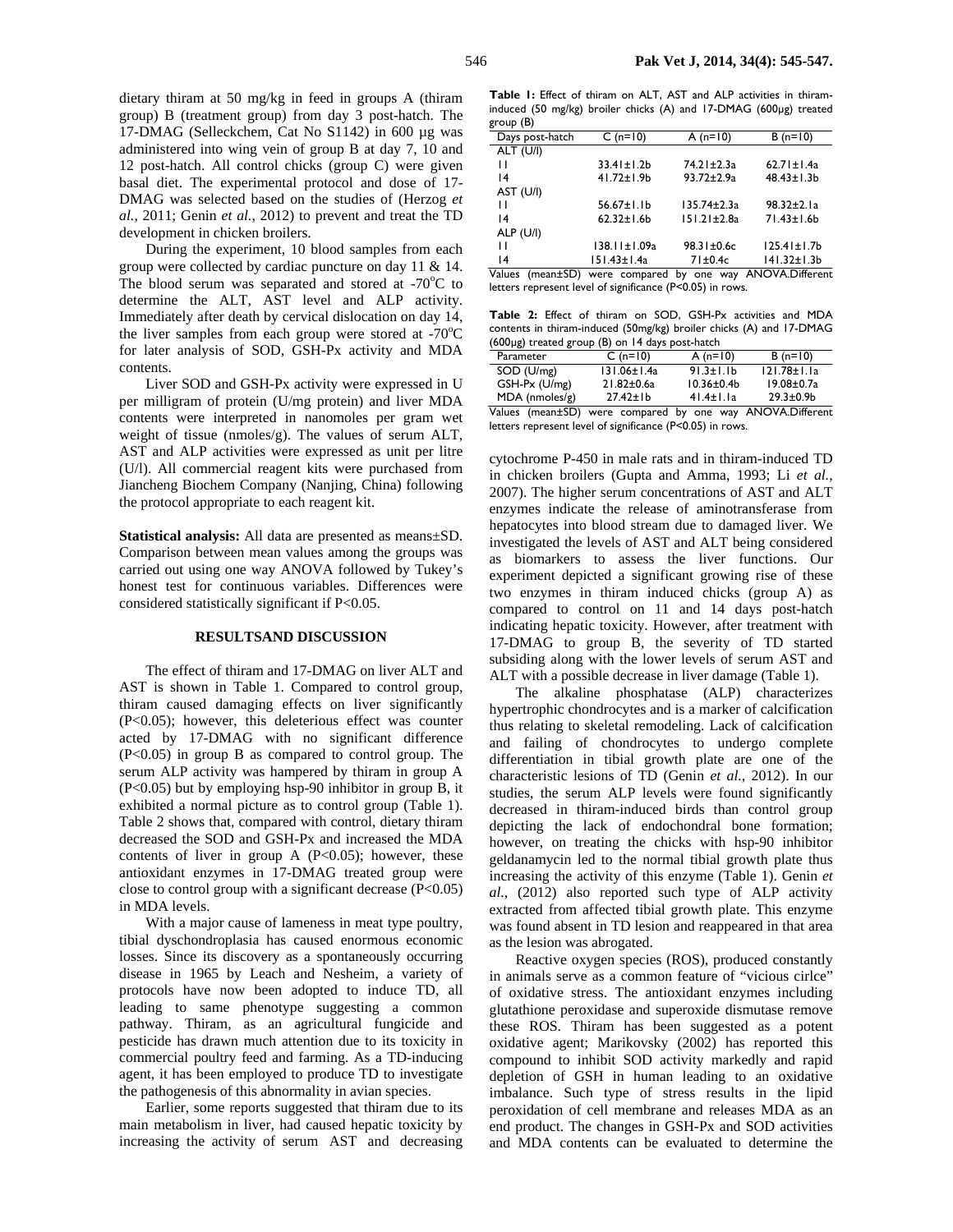dietary thiram at 50 mg/kg in feed in groups A (thiram group) B (treatment group) from day 3 post-hatch. The 17-DMAG (Selleckchem, Cat No S1142) in 600 µg was administered into wing vein of group B at day 7, 10 and 12 post-hatch. All control chicks (group C) were given basal diet. The experimental protocol and dose of 17-DMAG was selected based on the studies of (Herzog *et al.,* 2011; Genin *et al.,* 2012) to prevent and treat the TD development in chicken broilers.

During the experiment, 10 blood samples from each group were collected by cardiac puncture on day 11 & 14. The blood serum was separated and stored at -70°C to determine the ALT, AST level and ALP activity. Immediately after death by cervical dislocation on day 14, the liver samples from each group were stored at -70°C for later analysis of SOD, GSH-Px activity and MDA contents.

Liver SOD and GSH-Px activity were expressed in U per milligram of protein (U/mg protein) and liver MDA contents were interpreted in nanomoles per gram wet weight of tissue (nmoles/g). The values of serum ALT, AST and ALP activities were expressed as unit per litre (U/l). All commercial reagent kits were purchased from Jiancheng Biochem Company (Nanjing, China) following the protocol appropriate to each reagent kit.

**Statistical analysis:** All data are presented as means±SD. Comparison between mean values among the groups was carried out using one way ANOVA followed by Tukey's honest test for continuous variables. Differences were considered statistically significant if P<0.05.

## RESULTSAND DISCUSSION

The effect of thiram and 17-DMAG on liver ALT and AST is shown in Table 1. Compared to control group, thiram caused damaging effects on liver significantly (P<0.05); however, this deleterious effect was counter acted by 17-DMAG with no significant difference (P<0.05) in group B as compared to control group. The serum ALP activity was hampered by thiram in group A (P<0.05) but by employing hsp-90 inhibitor in group B, it exhibited a normal picture as to control group (Table 1). Table 2 shows that, compared with control, dietary thiram decreased the SOD and GSH-Px and increased the MDA contents of liver in group A (P<0.05); however, these antioxidant enzymes in 17-DMAG treated group were close to control group with a significant decrease (P<0.05) in MDA levels.

With a major cause of lameness in meat type poultry, tibial dyschondroplasia has caused enormous economic losses. Since its discovery as a spontaneously occurring disease in 1965 by Leach and Nesheim, a variety of protocols have now been adopted to induce TD, all leading to same phenotype suggesting a common pathway. Thiram, as an agricultural fungicide and pesticide has drawn much attention due to its toxicity in commercial poultry feed and farming. As a TD-inducing agent, it has been employed to produce TD to investigate the pathogenesis of this abnormality in avian species.

Earlier, some reports suggested that thiram due to its main metabolism in liver, had caused hepatic toxicity by increasing the activity of serum AST and decreasing

**Table 1:** Effect of thiram on ALT, AST and ALP activities in thiram-induced (50 mg/kg) broiler chicks (A) and 17-DMAG (600µg) treated group (B)

| Days post-hatch | C (n=10) | A (n=10) | B (n=10) |
|---|---|---|---|
| ALT (U/l) | | | |
| 11 | 33.41±1.2b | 74.21±2.3a | 62.71±1.4a |
| 14 | 41.72±1.9b | 93.72±2.9a | 48.43±1.3b |
| AST (U/l) | | | |
| 11 | 56.67±1.1b | 135.74±2.3a | 98.32±2.1a |
| 14 | 62.32±1.6b | 151.21±2.8a | 71.43±1.6b |
| ALP (U/l) | | | |
| 11 | 138.11±1.09a | 98.31±0.6c | 125.41±1.7b |
| 14 | 151.43±1.4a | 71±0.4c | 141.32±1.3b |

Values (mean±SD) were compared by one way ANOVA.Different letters represent level of significance (P<0.05) in rows.

**Table 2:** Effect of thiram on SOD, GSH-Px activities and MDA contents in thiram-induced (50mg/kg) broiler chicks (A) and 17-DMAG (600µg) treated group (B) on 14 days post-hatch

| Parameter | C (n=10) | A (n=10) | B (n=10) |
|---|---|---|---|
| SOD (U/mg) | 131.06±1.4a | 91.3±1.1b | 121.78±1.1a |
| GSH-Px (U/mg) | 21.82±0.6a | 10.36±0.4b | 19.08±0.7a |
| MDA (nmoles/g) | 27.42±1b | 41.4±1.1a | 29.3±0.9b |

Values (mean±SD) were compared by one way ANOVA.Different letters represent level of significance (P<0.05) in rows.

cytochrome P-450 in male rats and in thiram-induced TD in chicken broilers (Gupta and Amma, 1993; Li *et al.,* 2007). The higher serum concentrations of AST and ALT enzymes indicate the release of aminotransferase from hepatocytes into blood stream due to damaged liver. We investigated the levels of AST and ALT being considered as biomarkers to assess the liver functions. Our experiment depicted a significant growing rise of these two enzymes in thiram induced chicks (group A) as compared to control on 11 and 14 days post-hatch indicating hepatic toxicity. However, after treatment with 17-DMAG to group B, the severity of TD started subsiding along with the lower levels of serum AST and ALT with a possible decrease in liver damage (Table 1).

The alkaline phosphatase (ALP) characterizes hypertrophic chondrocytes and is a marker of calcification thus relating to skeletal remodeling. Lack of calcification and failing of chondrocytes to undergo complete differentiation in tibial growth plate are one of the characteristic lesions of TD (Genin *et al.,* 2012). In our studies, the serum ALP levels were found significantly decreased in thiram-induced birds than control group depicting the lack of endochondral bone formation; however, on treating the chicks with hsp-90 inhibitor geldanamycin led to the normal tibial growth plate thus increasing the activity of this enzyme (Table 1). Genin *et al.,* (2012) also reported such type of ALP activity extracted from affected tibial growth plate. This enzyme was found absent in TD lesion and reappeared in that area as the lesion was abrogated.

Reactive oxygen species (ROS), produced constantly in animals serve as a common feature of "vicious cirlce" of oxidative stress. The antioxidant enzymes including glutathione peroxidase and superoxide dismutase remove these ROS. Thiram has been suggested as a potent oxidative agent; Marikovsky (2002) has reported this compound to inhibit SOD activity markedly and rapid depletion of GSH in human leading to an oxidative imbalance. Such type of stress results in the lipid peroxidation of cell membrane and releases MDA as an end product. The changes in GSH-Px and SOD activities and MDA contents can be evaluated to determine the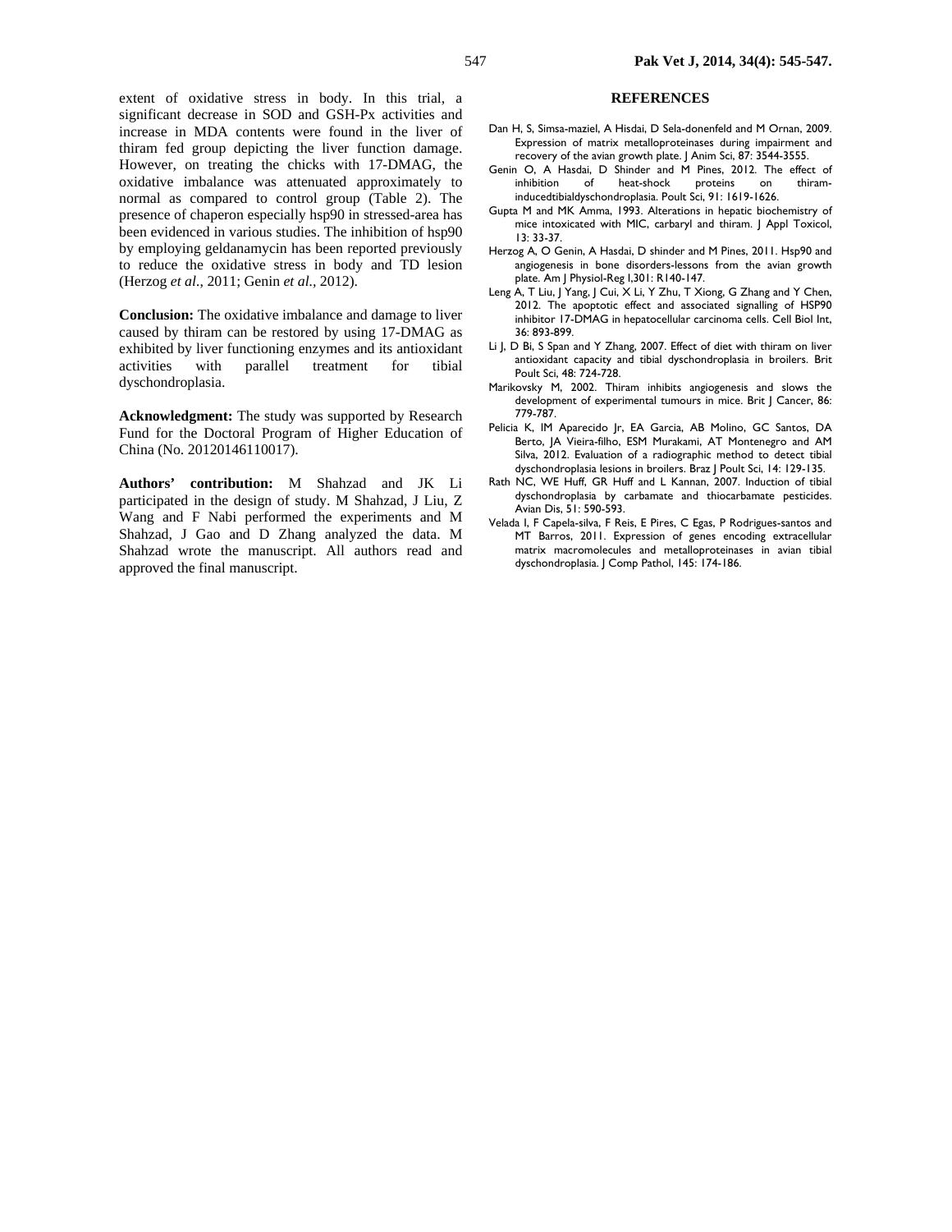extent of oxidative stress in body. In this trial, a significant decrease in SOD and GSH-Px activities and increase in MDA contents were found in the liver of thiram fed group depicting the liver function damage. However, on treating the chicks with 17-DMAG, the oxidative imbalance was attenuated approximately to normal as compared to control group (Table 2). The presence of chaperon especially hsp90 in stressed-area has been evidenced in various studies. The inhibition of hsp90 by employing geldanamycin has been reported previously to reduce the oxidative stress in body and TD lesion (Herzog *et al*., 2011; Genin *et al.*, 2012).

**Conclusion:** The oxidative imbalance and damage to liver caused by thiram can be restored by using 17-DMAG as exhibited by liver functioning enzymes and its antioxidant activities with parallel treatment for tibial dyschondroplasia.

**Acknowledgment:** The study was supported by Research Fund for the Doctoral Program of Higher Education of China (No. 20120146110017).

**Authors' contribution:** M Shahzad and JK Li participated in the design of study. M Shahzad, J Liu, Z Wang and F Nabi performed the experiments and M Shahzad, J Gao and D Zhang analyzed the data. M Shahzad wrote the manuscript. All authors read and approved the final manuscript.

## REFERENCES

Dan H, S, Simsa-maziel, A Hisdai, D Sela-donenfeld and M Ornan, 2009. Expression of matrix metalloproteinases during impairment and recovery of the avian growth plate. J Anim Sci, 87: 3544-3555.

Genin O, A Hasdai, D Shinder and M Pines, 2012. The effect of inhibition of heat-shock proteins on thiram-inducedtibialdyschondroplasia. Poult Sci, 91: 1619-1626.

Gupta M and MK Amma, 1993. Alterations in hepatic biochemistry of mice intoxicated with MIC, carbaryl and thiram. J Appl Toxicol, 13: 33-37.

Herzog A, O Genin, A Hasdai, D shinder and M Pines, 2011. Hsp90 and angiogenesis in bone disorders-lessons from the avian growth plate. Am J Physiol-Reg I,301: R140-147.

Leng A, T Liu, J Yang, J Cui, X Li, Y Zhu, T Xiong, G Zhang and Y Chen, 2012. The apoptotic effect and associated signalling of HSP90 inhibitor 17-DMAG in hepatocellular carcinoma cells. Cell Biol Int, 36: 893-899.

Li J, D Bi, S Span and Y Zhang, 2007. Effect of diet with thiram on liver antioxidant capacity and tibial dyschondroplasia in broilers. Brit Poult Sci, 48: 724-728.

Marikovsky M, 2002. Thiram inhibits angiogenesis and slows the development of experimental tumours in mice. Brit J Cancer, 86: 779-787.

Pelicia K, IM Aparecido Jr, EA Garcia, AB Molino, GC Santos, DA Berto, JA Vieira-filho, ESM Murakami, AT Montenegro and AM Silva, 2012. Evaluation of a radiographic method to detect tibial dyschondroplasia lesions in broilers. Braz J Poult Sci, 14: 129-135.

Rath NC, WE Huff, GR Huff and L Kannan, 2007. Induction of tibial dyschondroplasia by carbamate and thiocarbamate pesticides. Avian Dis, 51: 590-593.

Velada I, F Capela-silva, F Reis, E Pires, C Egas, P Rodrigues-santos and MT Barros, 2011. Expression of genes encoding extracellular matrix macromolecules and metalloproteinases in avian tibial dyschondroplasia. J Comp Pathol, 145: 174-186.